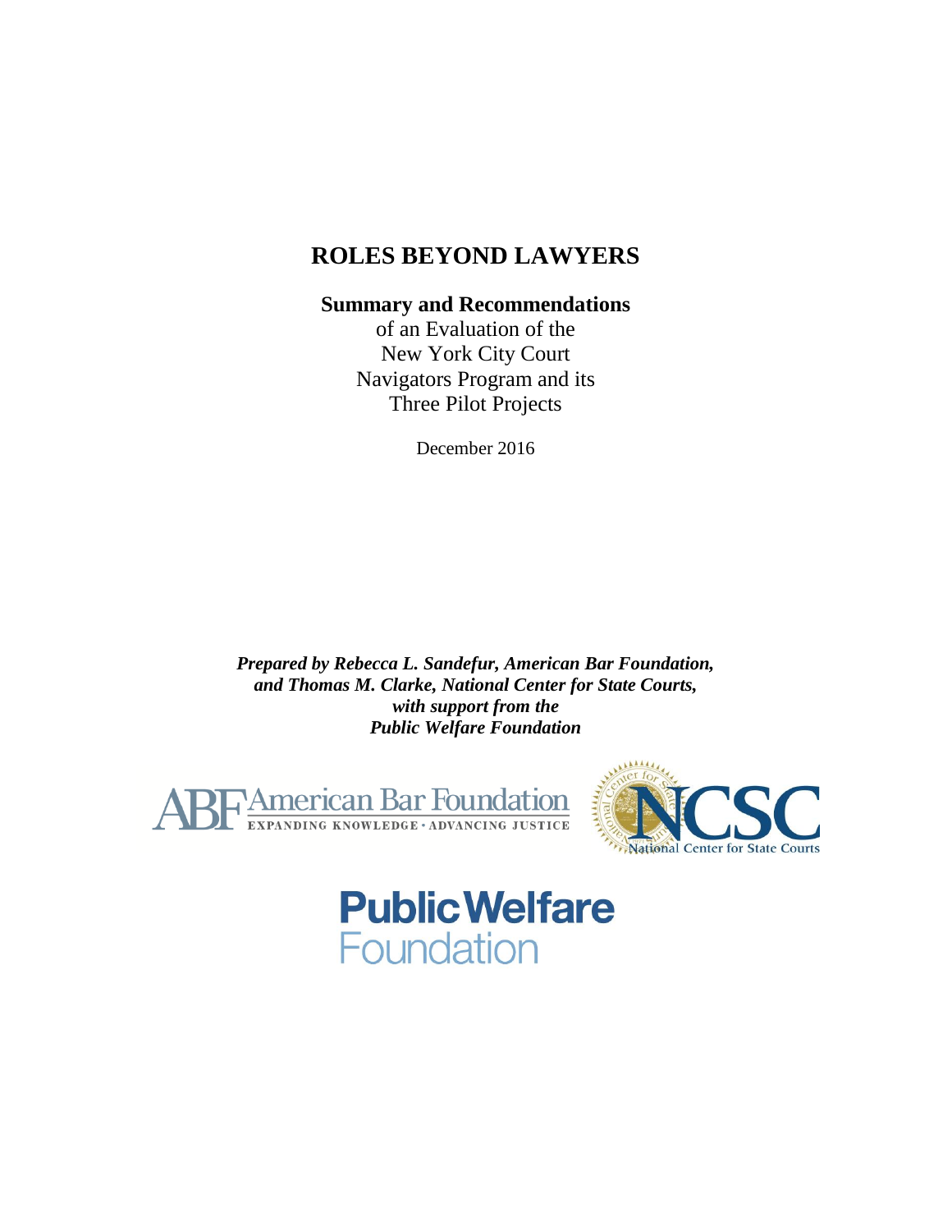# ROLES BEYOND LAWYERS

**Summary and Recommendations**

of an Evaluation of the New York City Court Navigators Program and its Three Pilot Projects

December 2016

***Prepared by Rebecca L. Sandefur, American Bar Foundation, and Thomas M. Clarke, National Center for State Courts, with support from the Public Welfare Foundation***

American Bar Foundation
EXPANDING KNOWLEDGE • ADVANCING JUSTICE

NCSC
National Center for State Courts

Public Welfare Foundation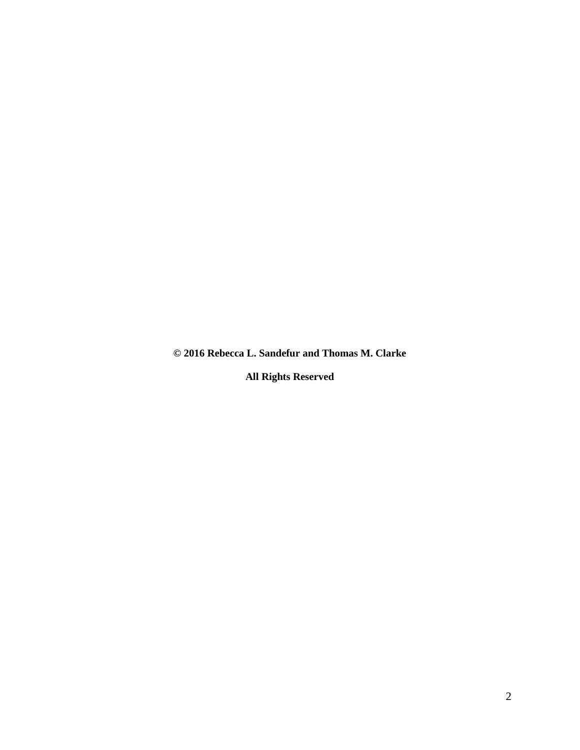**© 2016 Rebecca L. Sandefur and Thomas M. Clarke**

**All Rights Reserved**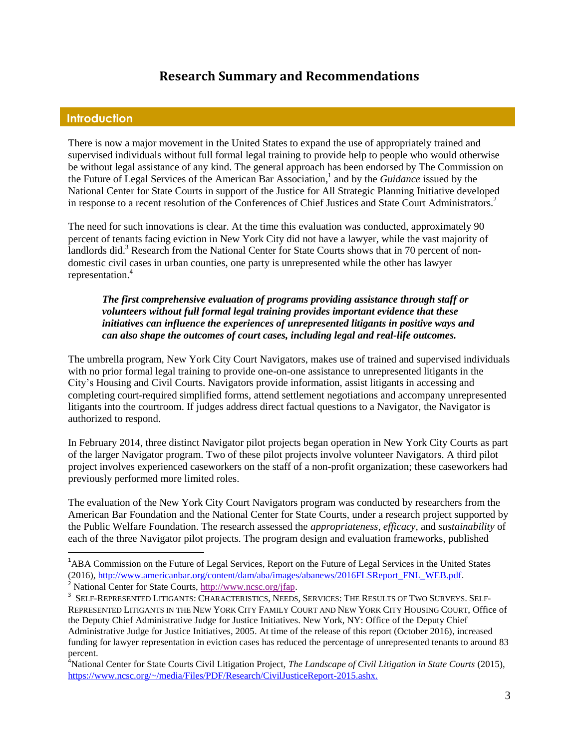# Research Summary and Recommendations

## Introduction

There is now a major movement in the United States to expand the use of appropriately trained and supervised individuals without full formal legal training to provide help to people who would otherwise be without legal assistance of any kind. The general approach has been endorsed by The Commission on the Future of Legal Services of the American Bar Association,[1] and by the *Guidance* issued by the National Center for State Courts in support of the Justice for All Strategic Planning Initiative developed in response to a recent resolution of the Conferences of Chief Justices and State Court Administrators.[2]

The need for such innovations is clear. At the time this evaluation was conducted, approximately 90 percent of tenants facing eviction in New York City did not have a lawyer, while the vast majority of landlords did.[3] Research from the National Center for State Courts shows that in 70 percent of non-domestic civil cases in urban counties, one party is unrepresented while the other has lawyer representation.[4]

> ***The first comprehensive evaluation of programs providing assistance through staff or volunteers without full formal legal training provides important evidence that these initiatives can influence the experiences of unrepresented litigants in positive ways and can also shape the outcomes of court cases, including legal and real-life outcomes.***

The umbrella program, New York City Court Navigators, makes use of trained and supervised individuals with no prior formal legal training to provide one-on-one assistance to unrepresented litigants in the City's Housing and Civil Courts. Navigators provide information, assist litigants in accessing and completing court-required simplified forms, attend settlement negotiations and accompany unrepresented litigants into the courtroom. If judges address direct factual questions to a Navigator, the Navigator is authorized to respond.

In February 2014, three distinct Navigator pilot projects began operation in New York City Courts as part of the larger Navigator program. Two of these pilot projects involve volunteer Navigators. A third pilot project involves experienced caseworkers on the staff of a non-profit organization; these caseworkers had previously performed more limited roles.

The evaluation of the New York City Court Navigators program was conducted by researchers from the American Bar Foundation and the National Center for State Courts, under a research project supported by the Public Welfare Foundation. The research assessed the *appropriateness*, *efficacy*, and *sustainability* of each of the three Navigator pilot projects. The program design and evaluation frameworks, published

---

[1] ABA Commission on the Future of Legal Services, Report on the Future of Legal Services in the United States (2016), http://www.americanbar.org/content/dam/aba/images/abanews/2016FLSReport_FNL_WEB.pdf.

[2] National Center for State Courts, http://www.ncsc.org/jfap.

[3] SELF-REPRESENTED LITIGANTS: CHARACTERISTICS, NEEDS, SERVICES: THE RESULTS OF TWO SURVEYS. SELF-REPRESENTED LITIGANTS IN THE NEW YORK CITY FAMILY COURT AND NEW YORK CITY HOUSING COURT, Office of the Deputy Chief Administrative Judge for Justice Initiatives. New York, NY: Office of the Deputy Chief Administrative Judge for Justice Initiatives, 2005. At time of the release of this report (October 2016), increased funding for lawyer representation in eviction cases has reduced the percentage of unrepresented tenants to around 83 percent.

[4] National Center for State Courts Civil Litigation Project, *The Landscape of Civil Litigation in State Courts* (2015), https://www.ncsc.org/~/media/Files/PDF/Research/CivilJusticeReport-2015.ashx.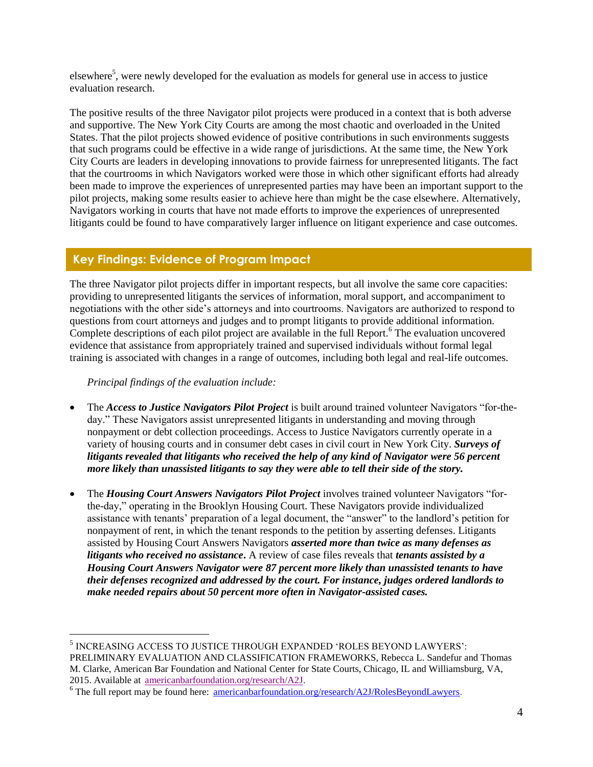elsewhere[5], were newly developed for the evaluation as models for general use in access to justice evaluation research.

The positive results of the three Navigator pilot projects were produced in a context that is both adverse and supportive. The New York City Courts are among the most chaotic and overloaded in the United States. That the pilot projects showed evidence of positive contributions in such environments suggests that such programs could be effective in a wide range of jurisdictions. At the same time, the New York City Courts are leaders in developing innovations to provide fairness for unrepresented litigants. The fact that the courtrooms in which Navigators worked were those in which other significant efforts had already been made to improve the experiences of unrepresented parties may have been an important support to the pilot projects, making some results easier to achieve here than might be the case elsewhere. Alternatively, Navigators working in courts that have not made efforts to improve the experiences of unrepresented litigants could be found to have comparatively larger influence on litigant experience and case outcomes.

## Key Findings: Evidence of Program Impact

The three Navigator pilot projects differ in important respects, but all involve the same core capacities: providing to unrepresented litigants the services of information, moral support, and accompaniment to negotiations with the other side's attorneys and into courtrooms. Navigators are authorized to respond to questions from court attorneys and judges and to prompt litigants to provide additional information. Complete descriptions of each pilot project are available in the full Report.[6] The evaluation uncovered evidence that assistance from appropriately trained and supervised individuals without formal legal training is associated with changes in a range of outcomes, including both legal and real-life outcomes.

*Principal findings of the evaluation include:*

- The ***Access to Justice Navigators Pilot Project*** is built around trained volunteer Navigators "for-the-day." These Navigators assist unrepresented litigants in understanding and moving through nonpayment or debt collection proceedings. Access to Justice Navigators currently operate in a variety of housing courts and in consumer debt cases in civil court in New York City. ***Surveys of litigants revealed that litigants who received the help of any kind of Navigator were 56 percent more likely than unassisted litigants to say they were able to tell their side of the story.***

- The ***Housing Court Answers Navigators Pilot Project*** involves trained volunteer Navigators "for-the-day," operating in the Brooklyn Housing Court. These Navigators provide individualized assistance with tenants' preparation of a legal document, the "answer" to the landlord's petition for nonpayment of rent, in which the tenant responds to the petition by asserting defenses. Litigants assisted by Housing Court Answers Navigators ***asserted more than twice as many defenses as litigants who received no assistance***. A review of case files reveals that ***tenants assisted by a Housing Court Answers Navigator were 87 percent more likely than unassisted tenants to have their defenses recognized and addressed by the court. For instance, judges ordered landlords to make needed repairs about 50 percent more often in Navigator-assisted cases.***

---

[5] INCREASING ACCESS TO JUSTICE THROUGH EXPANDED 'ROLES BEYOND LAWYERS': PRELIMINARY EVALUATION AND CLASSIFICATION FRAMEWORKS, Rebecca L. Sandefur and Thomas M. Clarke, American Bar Foundation and National Center for State Courts, Chicago, IL and Williamsburg, VA, 2015. Available at americanbarfoundation.org/research/A2J.

[6] The full report may be found here: americanbarfoundation.org/research/A2J/RolesBeyondLawyers.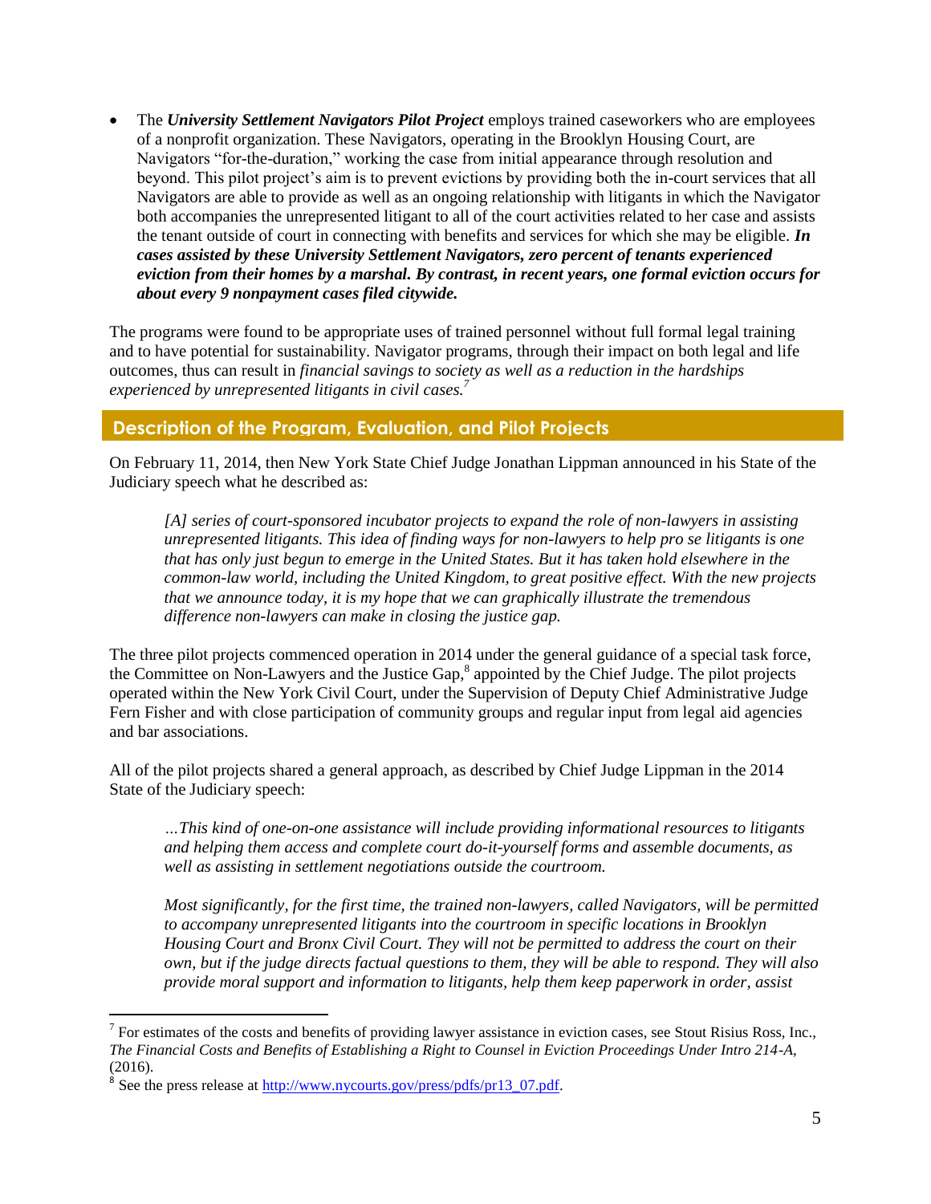- The ***University Settlement Navigators Pilot Project*** employs trained caseworkers who are employees of a nonprofit organization. These Navigators, operating in the Brooklyn Housing Court, are Navigators "for-the-duration," working the case from initial appearance through resolution and beyond. This pilot project's aim is to prevent evictions by providing both the in-court services that all Navigators are able to provide as well as an ongoing relationship with litigants in which the Navigator both accompanies the unrepresented litigant to all of the court activities related to her case and assists the tenant outside of court in connecting with benefits and services for which she may be eligible. ***In cases assisted by these University Settlement Navigators, zero percent of tenants experienced eviction from their homes by a marshal. By contrast, in recent years, one formal eviction occurs for about every 9 nonpayment cases filed citywide.***

The programs were found to be appropriate uses of trained personnel without full formal legal training and to have potential for sustainability. Navigator programs, through their impact on both legal and life outcomes, thus can result in *financial savings to society as well as a reduction in the hardships experienced by unrepresented litigants in civil cases.*[7]

## Description of the Program, Evaluation, and Pilot Projects

On February 11, 2014, then New York State Chief Judge Jonathan Lippman announced in his State of the Judiciary speech what he described as:

> *[A] series of court-sponsored incubator projects to expand the role of non-lawyers in assisting unrepresented litigants. This idea of finding ways for non-lawyers to help pro se litigants is one that has only just begun to emerge in the United States. But it has taken hold elsewhere in the common-law world, including the United Kingdom, to great positive effect. With the new projects that we announce today, it is my hope that we can graphically illustrate the tremendous difference non-lawyers can make in closing the justice gap.*

The three pilot projects commenced operation in 2014 under the general guidance of a special task force, the Committee on Non-Lawyers and the Justice Gap,[8] appointed by the Chief Judge. The pilot projects operated within the New York Civil Court, under the Supervision of Deputy Chief Administrative Judge Fern Fisher and with close participation of community groups and regular input from legal aid agencies and bar associations.

All of the pilot projects shared a general approach, as described by Chief Judge Lippman in the 2014 State of the Judiciary speech:

> *…This kind of one-on-one assistance will include providing informational resources to litigants and helping them access and complete court do-it-yourself forms and assemble documents, as well as assisting in settlement negotiations outside the courtroom.*
>
> *Most significantly, for the first time, the trained non-lawyers, called Navigators, will be permitted to accompany unrepresented litigants into the courtroom in specific locations in Brooklyn Housing Court and Bronx Civil Court. They will not be permitted to address the court on their own, but if the judge directs factual questions to them, they will be able to respond. They will also provide moral support and information to litigants, help them keep paperwork in order, assist*

---

[7] For estimates of the costs and benefits of providing lawyer assistance in eviction cases, see Stout Risius Ross, Inc., *The Financial Costs and Benefits of Establishing a Right to Counsel in Eviction Proceedings Under Intro 214-A*, (2016).

[8] See the press release at http://www.nycourts.gov/press/pdfs/pr13_07.pdf.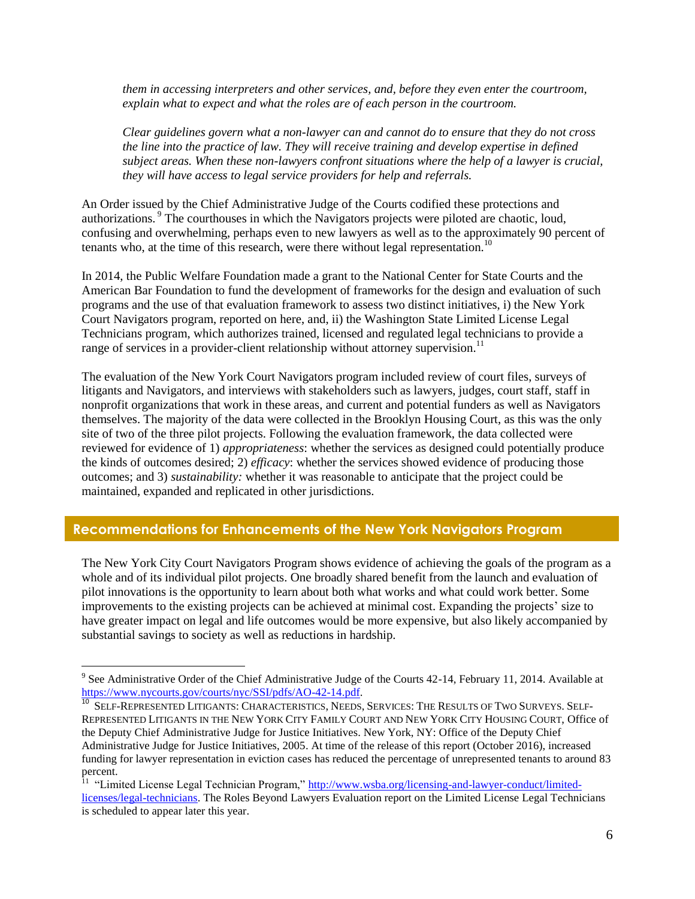*them in accessing interpreters and other services, and, before they even enter the courtroom, explain what to expect and what the roles are of each person in the courtroom.*

*Clear guidelines govern what a non-lawyer can and cannot do to ensure that they do not cross the line into the practice of law. They will receive training and develop expertise in defined subject areas. When these non-lawyers confront situations where the help of a lawyer is crucial, they will have access to legal service providers for help and referrals.*

An Order issued by the Chief Administrative Judge of the Courts codified these protections and authorizations.[9] The courthouses in which the Navigators projects were piloted are chaotic, loud, confusing and overwhelming, perhaps even to new lawyers as well as to the approximately 90 percent of tenants who, at the time of this research, were there without legal representation.[10]

In 2014, the Public Welfare Foundation made a grant to the National Center for State Courts and the American Bar Foundation to fund the development of frameworks for the design and evaluation of such programs and the use of that evaluation framework to assess two distinct initiatives, i) the New York Court Navigators program, reported on here, and, ii) the Washington State Limited License Legal Technicians program, which authorizes trained, licensed and regulated legal technicians to provide a range of services in a provider-client relationship without attorney supervision.[11]

The evaluation of the New York Court Navigators program included review of court files, surveys of litigants and Navigators, and interviews with stakeholders such as lawyers, judges, court staff, staff in nonprofit organizations that work in these areas, and current and potential funders as well as Navigators themselves. The majority of the data were collected in the Brooklyn Housing Court, as this was the only site of two of the three pilot projects. Following the evaluation framework, the data collected were reviewed for evidence of 1) *appropriateness*: whether the services as designed could potentially produce the kinds of outcomes desired; 2) *efficacy*: whether the services showed evidence of producing those outcomes; and 3) *sustainability:* whether it was reasonable to anticipate that the project could be maintained, expanded and replicated in other jurisdictions.

## Recommendations for Enhancements of the New York Navigators Program

The New York City Court Navigators Program shows evidence of achieving the goals of the program as a whole and of its individual pilot projects. One broadly shared benefit from the launch and evaluation of pilot innovations is the opportunity to learn about both what works and what could work better. Some improvements to the existing projects can be achieved at minimal cost. Expanding the projects' size to have greater impact on legal and life outcomes would be more expensive, but also likely accompanied by substantial savings to society as well as reductions in hardship.

---

[9] See Administrative Order of the Chief Administrative Judge of the Courts 42-14, February 11, 2014. Available at https://www.nycourts.gov/courts/nyc/SSI/pdfs/AO-42-14.pdf.

[10] SELF-REPRESENTED LITIGANTS: CHARACTERISTICS, NEEDS, SERVICES: THE RESULTS OF TWO SURVEYS. SELF-REPRESENTED LITIGANTS IN THE NEW YORK CITY FAMILY COURT AND NEW YORK CITY HOUSING COURT, Office of the Deputy Chief Administrative Judge for Justice Initiatives. New York, NY: Office of the Deputy Chief Administrative Judge for Justice Initiatives, 2005. At time of the release of this report (October 2016), increased funding for lawyer representation in eviction cases has reduced the percentage of unrepresented tenants to around 83 percent.

[11] "Limited License Legal Technician Program," http://www.wsba.org/licensing-and-lawyer-conduct/limited-licenses/legal-technicians. The Roles Beyond Lawyers Evaluation report on the Limited License Legal Technicians is scheduled to appear later this year.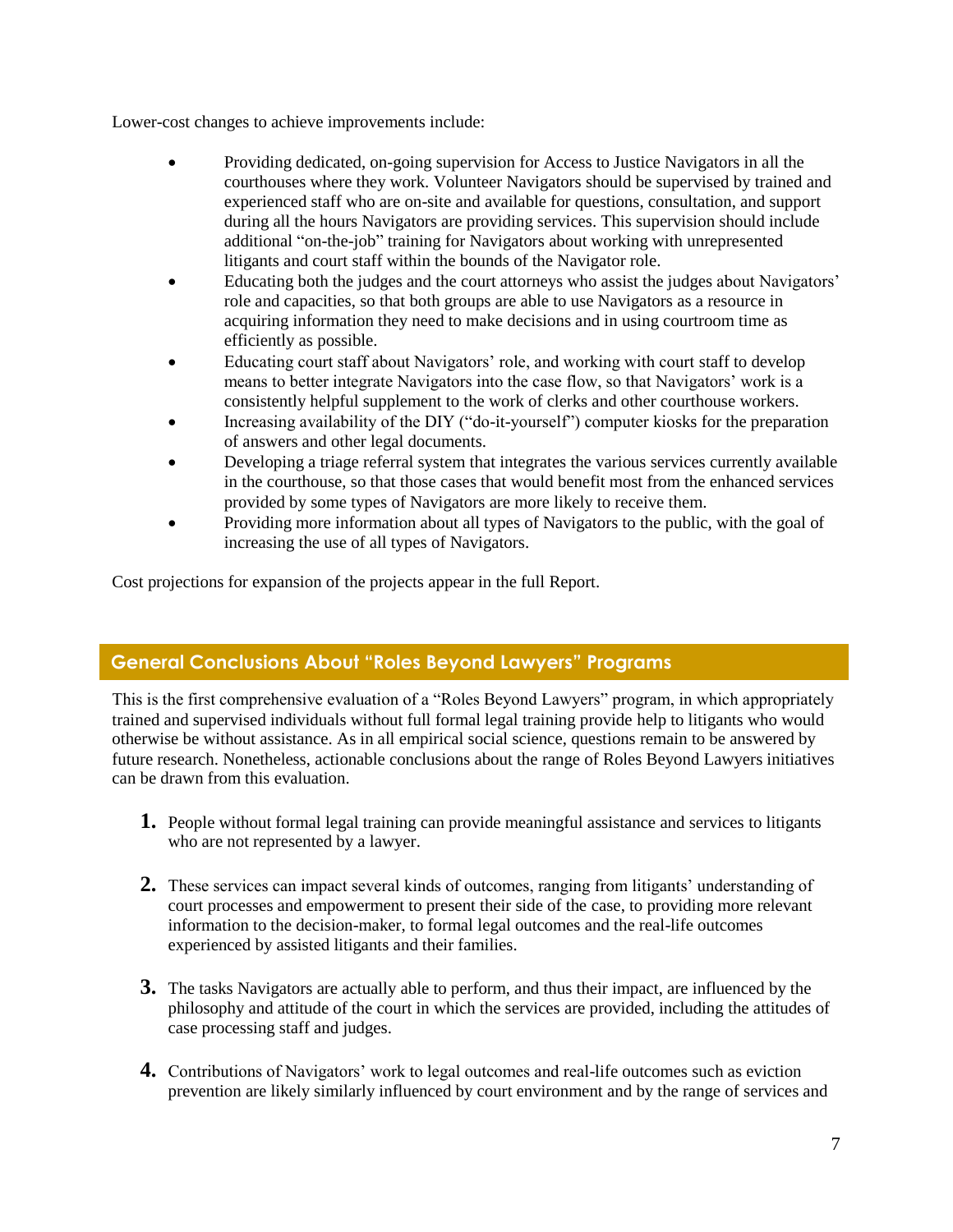Lower-cost changes to achieve improvements include:

- Providing dedicated, on-going supervision for Access to Justice Navigators in all the courthouses where they work. Volunteer Navigators should be supervised by trained and experienced staff who are on-site and available for questions, consultation, and support during all the hours Navigators are providing services. This supervision should include additional "on-the-job" training for Navigators about working with unrepresented litigants and court staff within the bounds of the Navigator role.
- Educating both the judges and the court attorneys who assist the judges about Navigators' role and capacities, so that both groups are able to use Navigators as a resource in acquiring information they need to make decisions and in using courtroom time as efficiently as possible.
- Educating court staff about Navigators' role, and working with court staff to develop means to better integrate Navigators into the case flow, so that Navigators' work is a consistently helpful supplement to the work of clerks and other courthouse workers.
- Increasing availability of the DIY ("do-it-yourself") computer kiosks for the preparation of answers and other legal documents.
- Developing a triage referral system that integrates the various services currently available in the courthouse, so that those cases that would benefit most from the enhanced services provided by some types of Navigators are more likely to receive them.
- Providing more information about all types of Navigators to the public, with the goal of increasing the use of all types of Navigators.

Cost projections for expansion of the projects appear in the full Report.

## General Conclusions About "Roles Beyond Lawyers" Programs

This is the first comprehensive evaluation of a "Roles Beyond Lawyers" program, in which appropriately trained and supervised individuals without full formal legal training provide help to litigants who would otherwise be without assistance. As in all empirical social science, questions remain to be answered by future research. Nonetheless, actionable conclusions about the range of Roles Beyond Lawyers initiatives can be drawn from this evaluation.

1. People without formal legal training can provide meaningful assistance and services to litigants who are not represented by a lawyer.

2. These services can impact several kinds of outcomes, ranging from litigants' understanding of court processes and empowerment to present their side of the case, to providing more relevant information to the decision-maker, to formal legal outcomes and the real-life outcomes experienced by assisted litigants and their families.

3. The tasks Navigators are actually able to perform, and thus their impact, are influenced by the philosophy and attitude of the court in which the services are provided, including the attitudes of case processing staff and judges.

4. Contributions of Navigators' work to legal outcomes and real-life outcomes such as eviction prevention are likely similarly influenced by court environment and by the range of services and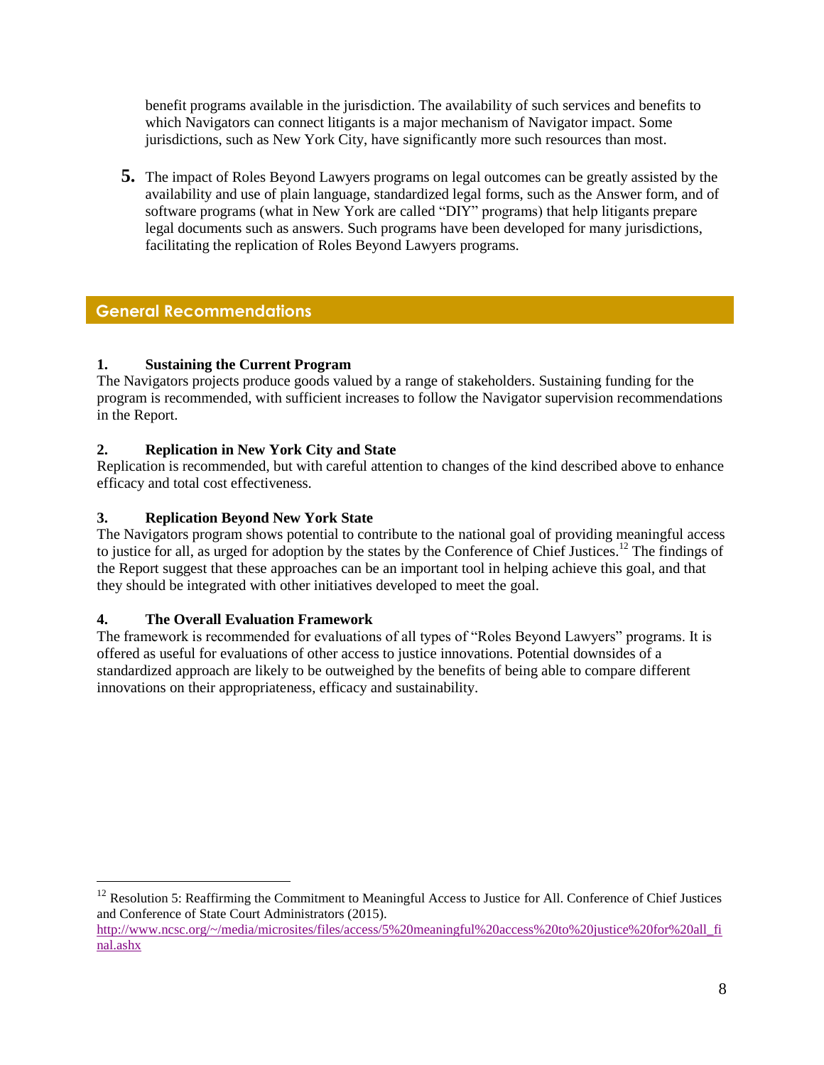benefit programs available in the jurisdiction. The availability of such services and benefits to which Navigators can connect litigants is a major mechanism of Navigator impact. Some jurisdictions, such as New York City, have significantly more such resources than most.

5. The impact of Roles Beyond Lawyers programs on legal outcomes can be greatly assisted by the availability and use of plain language, standardized legal forms, such as the Answer form, and of software programs (what in New York are called "DIY" programs) that help litigants prepare legal documents such as answers. Such programs have been developed for many jurisdictions, facilitating the replication of Roles Beyond Lawyers programs.

## General Recommendations

**1. Sustaining the Current Program**

The Navigators projects produce goods valued by a range of stakeholders. Sustaining funding for the program is recommended, with sufficient increases to follow the Navigator supervision recommendations in the Report.

**2. Replication in New York City and State**

Replication is recommended, but with careful attention to changes of the kind described above to enhance efficacy and total cost effectiveness.

**3. Replication Beyond New York State**

The Navigators program shows potential to contribute to the national goal of providing meaningful access to justice for all, as urged for adoption by the states by the Conference of Chief Justices.[12] The findings of the Report suggest that these approaches can be an important tool in helping achieve this goal, and that they should be integrated with other initiatives developed to meet the goal.

**4. The Overall Evaluation Framework**

The framework is recommended for evaluations of all types of "Roles Beyond Lawyers" programs. It is offered as useful for evaluations of other access to justice innovations. Potential downsides of a standardized approach are likely to be outweighed by the benefits of being able to compare different innovations on their appropriateness, efficacy and sustainability.

---

[12] Resolution 5: Reaffirming the Commitment to Meaningful Access to Justice for All. Conference of Chief Justices and Conference of State Court Administrators (2015). http://www.ncsc.org/~/media/microsites/files/access/5%20meaningful%20access%20to%20justice%20for%20all_final.ashx